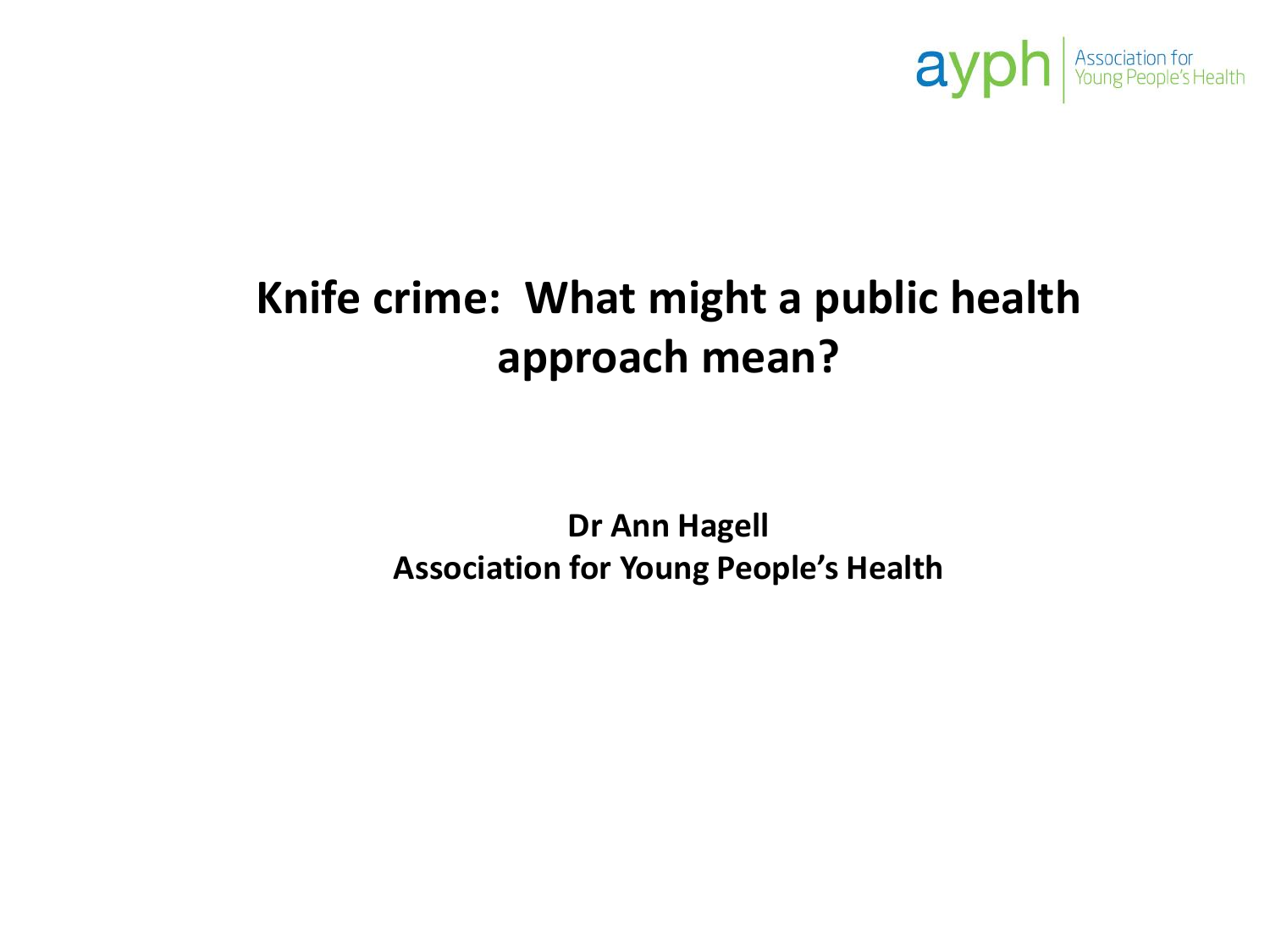ayph | Association for Young People's Health

# Knife crime: What might a public health approach mean?

**Dr Ann Hagell**
**Association for Young People's Health**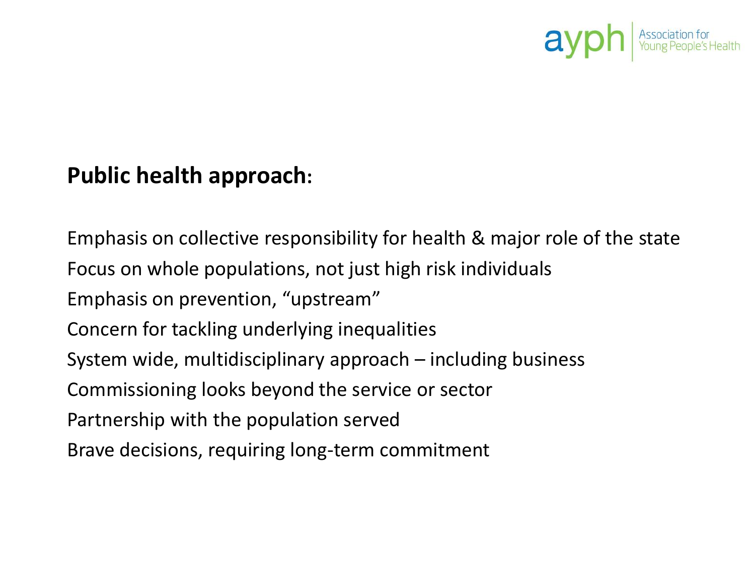**Public health approach:**

Emphasis on collective responsibility for health & major role of the state

Focus on whole populations, not just high risk individuals

Emphasis on prevention, “upstream”

Concern for tackling underlying inequalities

System wide, multidisciplinary approach – including business

Commissioning looks beyond the service or sector

Partnership with the population served

Brave decisions, requiring long-term commitment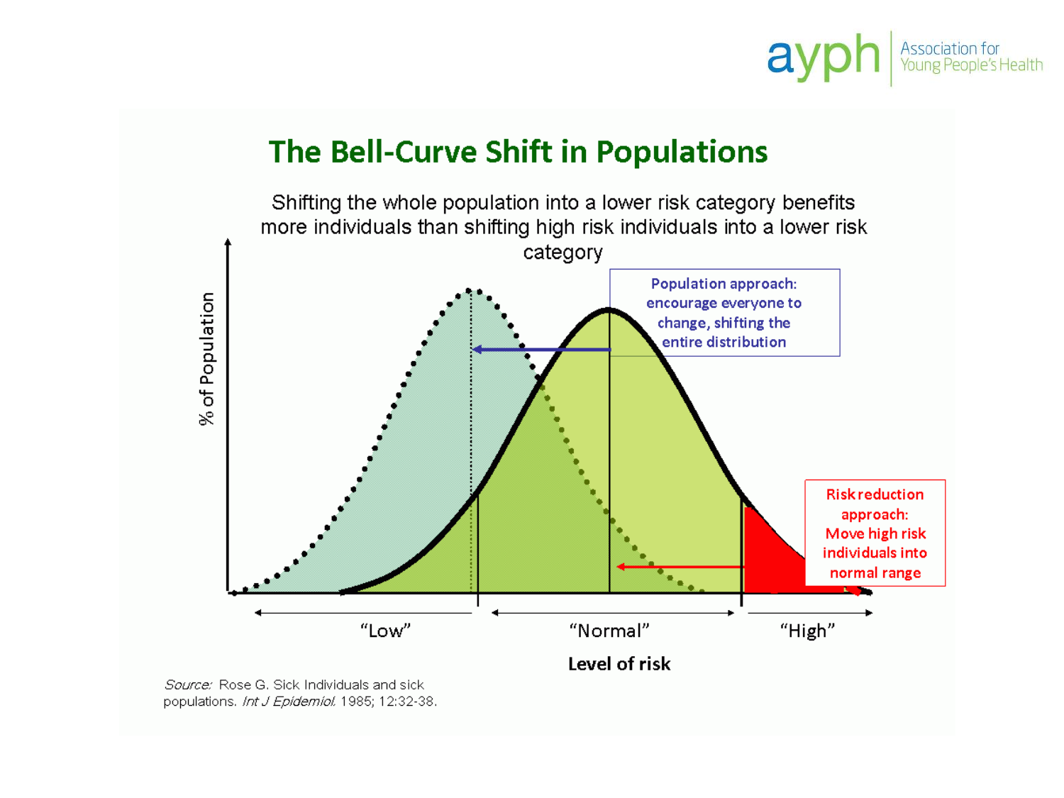# The Bell-Curve Shift in Populations

Shifting the whole population into a lower risk category benefits more individuals than shifting high risk individuals into a lower risk category

Population approach: encourage everyone to change, shifting the entire distribution

Risk reduction approach: Move high risk individuals into normal range

% of Population

"Low" "Normal" "High"

**Level of risk**

*Source:* Rose G. Sick Individuals and sick populations. *Int J Epidemiol.* 1985; 12:32-38.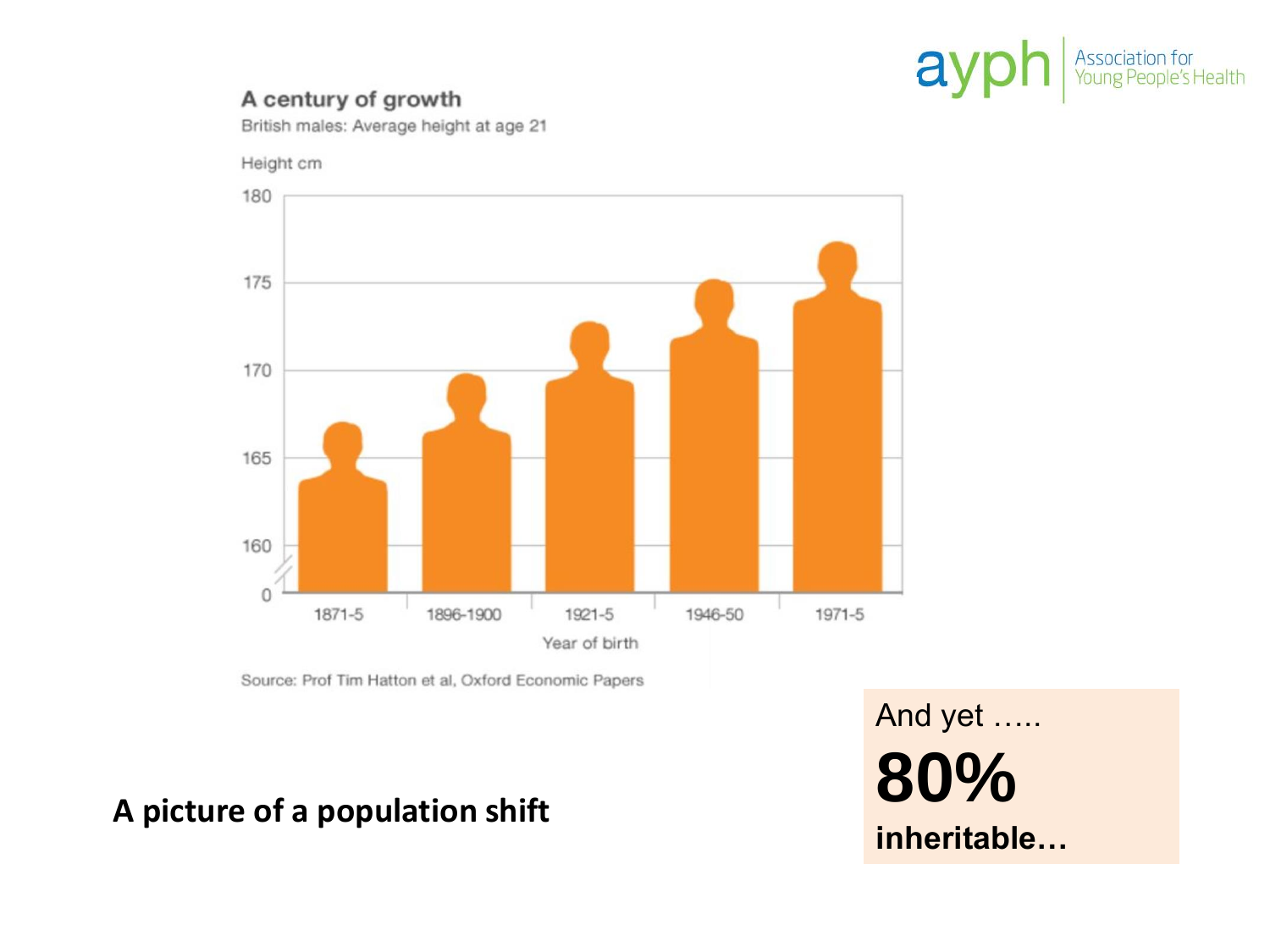**A century of growth**

British males: Average height at age 21

Height cm

180

175

170

165

160

0

1871-5 | 1896-1900 | 1921-5 | 1946-50 | 1971-5

Year of birth

Source: Prof Tim Hatton et al, Oxford Economic Papers

**A picture of a population shift**

And yet …..

**80%**

**inheritable…**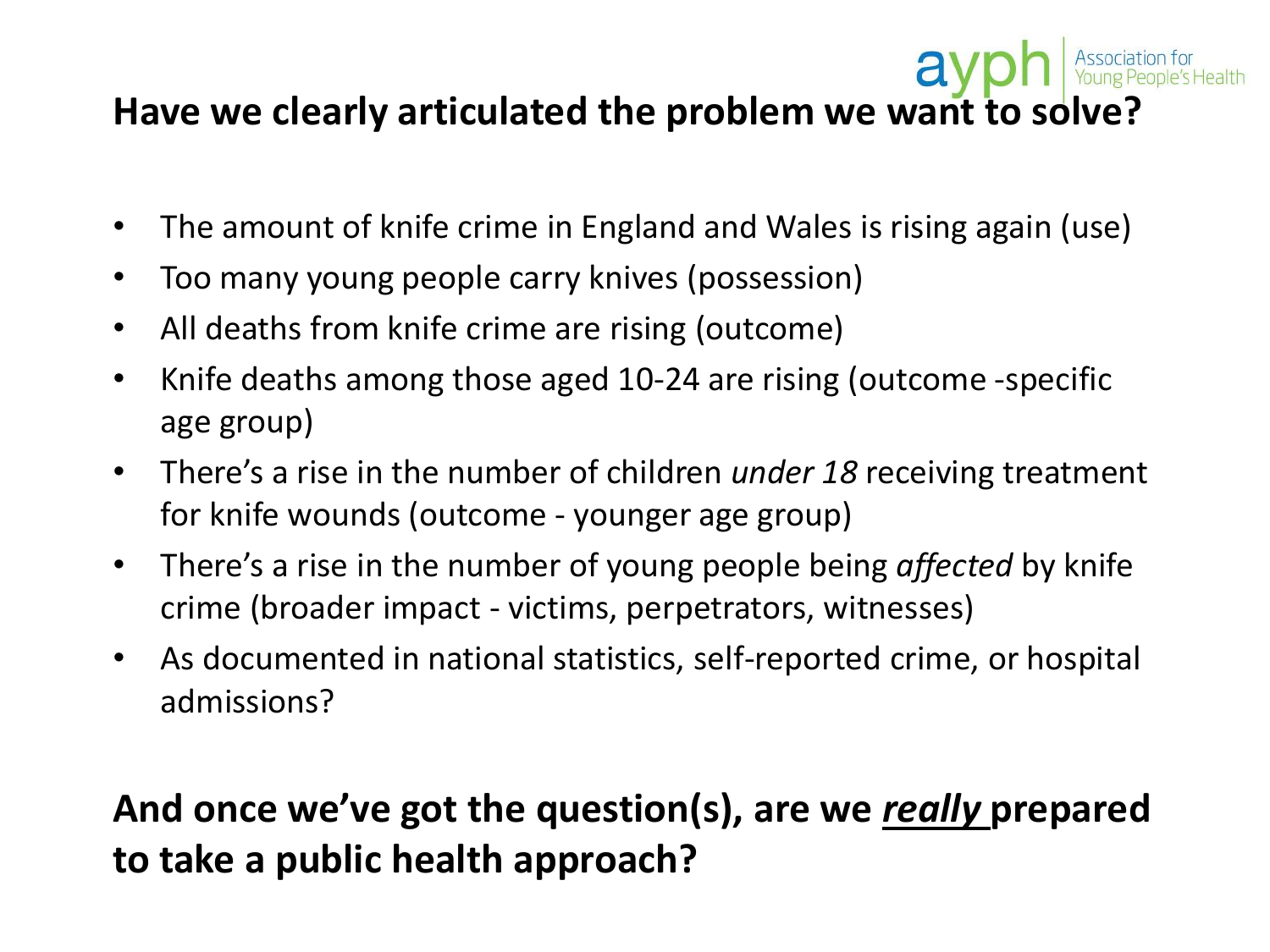## Have we clearly articulated the problem we want to solve?

- The amount of knife crime in England and Wales is rising again (use)
- Too many young people carry knives (possession)
- All deaths from knife crime are rising (outcome)
- Knife deaths among those aged 10-24 are rising (outcome -specific age group)
- There's a rise in the number of children *under 18* receiving treatment for knife wounds (outcome - younger age group)
- There's a rise in the number of young people being *affected* by knife crime (broader impact - victims, perpetrators, witnesses)
- As documented in national statistics, self-reported crime, or hospital admissions?

**And once we've got the question(s), are we *really* prepared to take a public health approach?**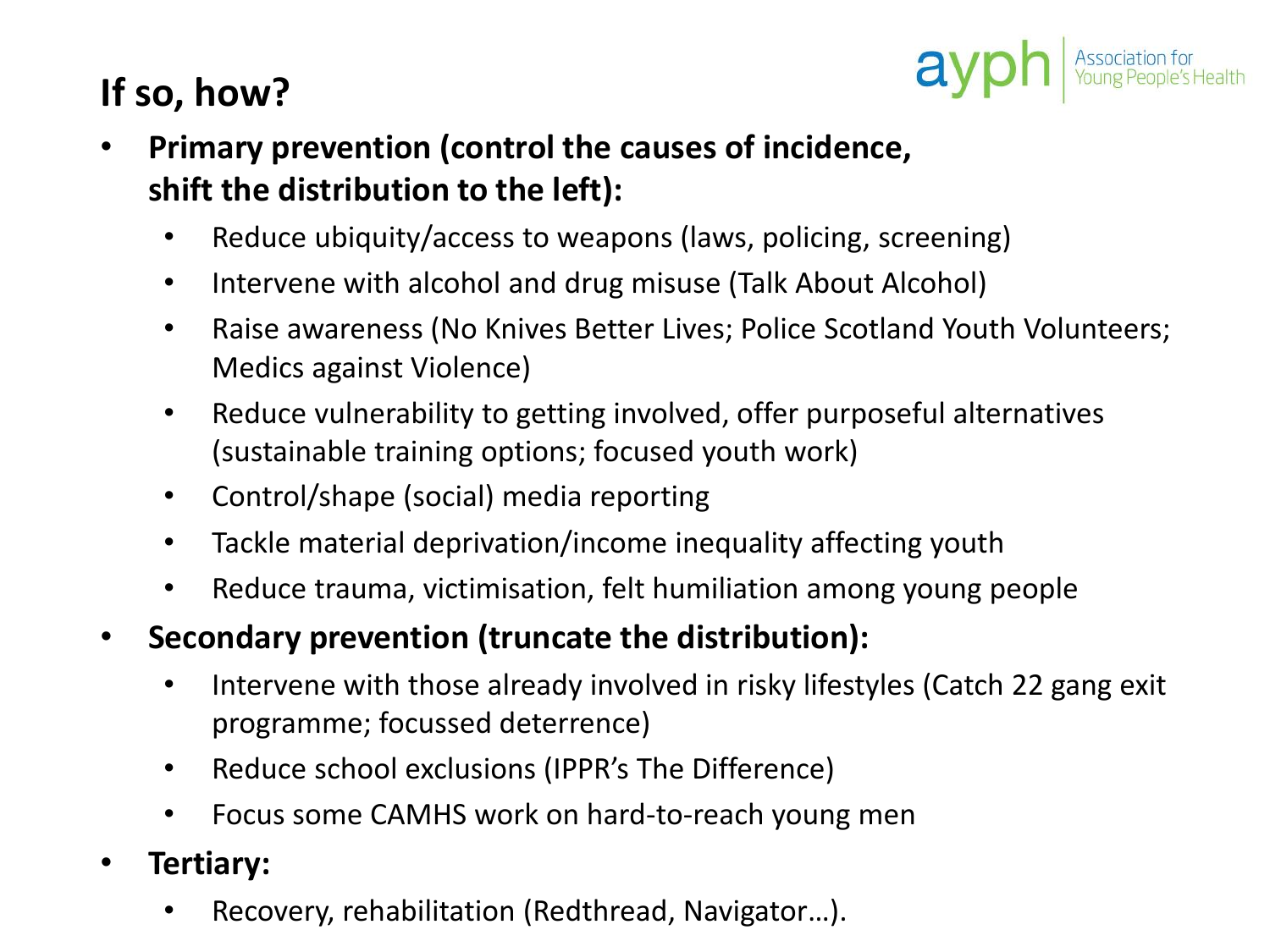## If so, how?

- **Primary prevention (control the causes of incidence, shift the distribution to the left):**
  - Reduce ubiquity/access to weapons (laws, policing, screening)
  - Intervene with alcohol and drug misuse (Talk About Alcohol)
  - Raise awareness (No Knives Better Lives; Police Scotland Youth Volunteers; Medics against Violence)
  - Reduce vulnerability to getting involved, offer purposeful alternatives (sustainable training options; focused youth work)
  - Control/shape (social) media reporting
  - Tackle material deprivation/income inequality affecting youth
  - Reduce trauma, victimisation, felt humiliation among young people
- **Secondary prevention (truncate the distribution):**
  - Intervene with those already involved in risky lifestyles (Catch 22 gang exit programme; focussed deterrence)
  - Reduce school exclusions (IPPR's The Difference)
  - Focus some CAMHS work on hard-to-reach young men
- **Tertiary:**
  - Recovery, rehabilitation (Redthread, Navigator…).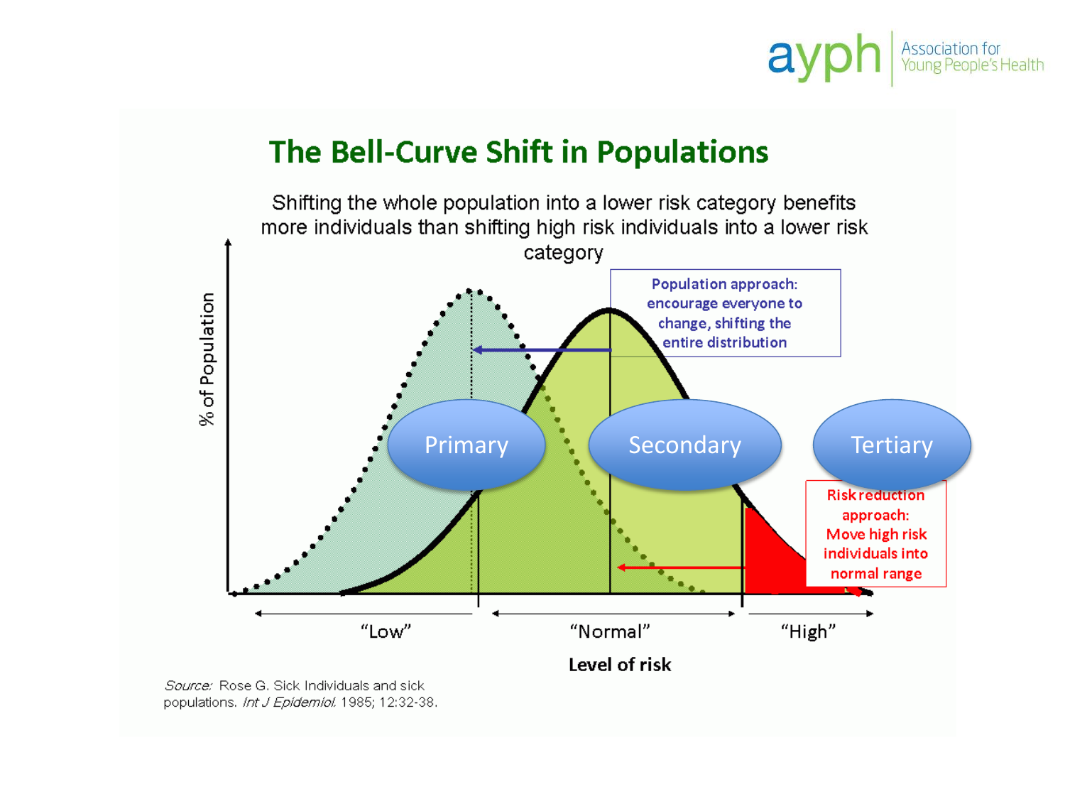# The Bell-Curve Shift in Populations

Shifting the whole population into a lower risk category benefits more individuals than shifting high risk individuals into a lower risk category

Population approach: encourage everyone to change, shifting the entire distribution

Primary

Secondary

Tertiary

Risk reduction approach: Move high risk individuals into normal range

% of Population

"Low" "Normal" "High"

**Level of risk**

*Source:* Rose G. Sick Individuals and sick populations. *Int J Epidemiol.* 1985; 12:32-38.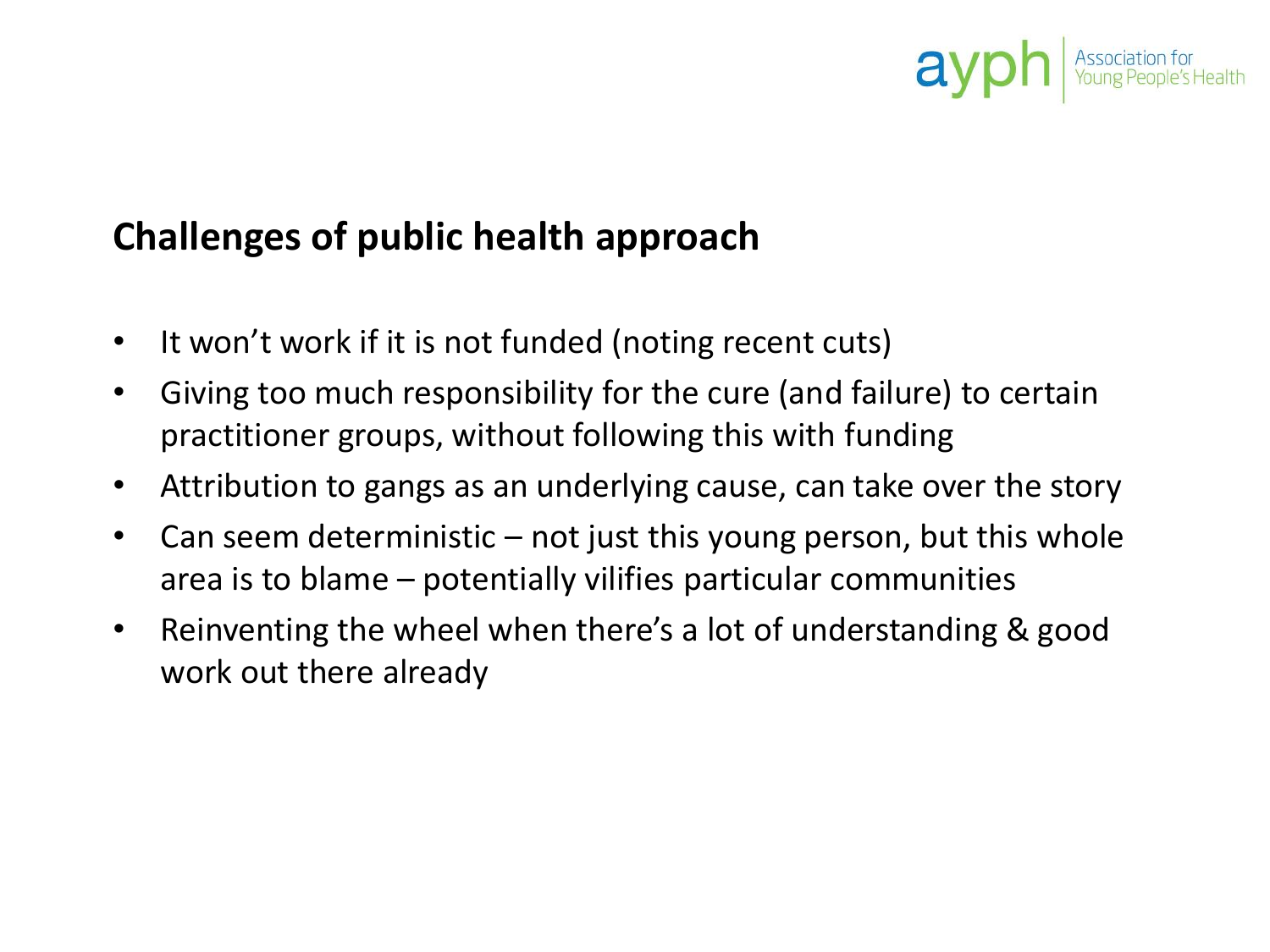## Challenges of public health approach

- It won't work if it is not funded (noting recent cuts)
- Giving too much responsibility for the cure (and failure) to certain practitioner groups, without following this with funding
- Attribution to gangs as an underlying cause, can take over the story
- Can seem deterministic – not just this young person, but this whole area is to blame – potentially vilifies particular communities
- Reinventing the wheel when there's a lot of understanding & good work out there already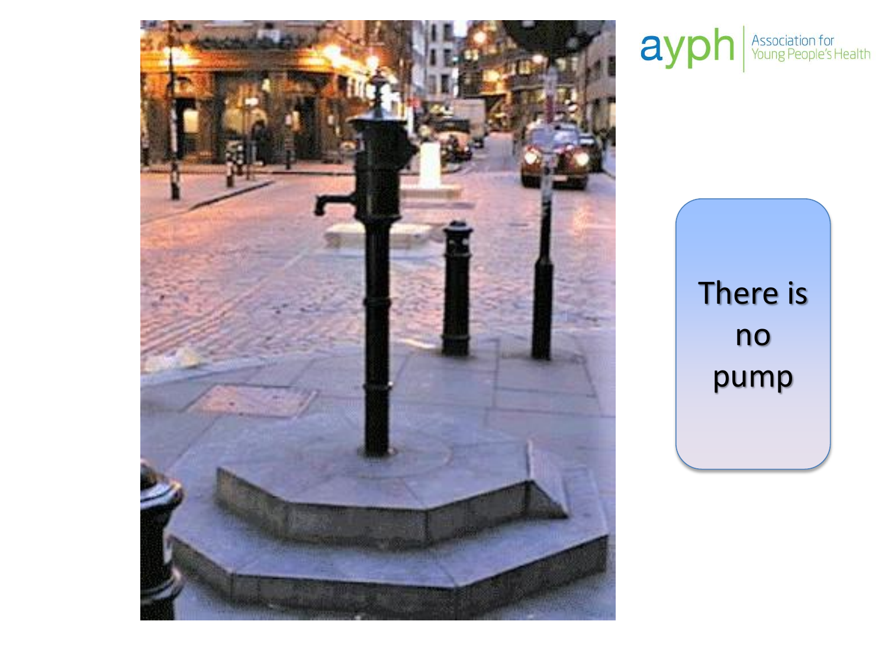ayph | Association for Young People's Health

There is no pump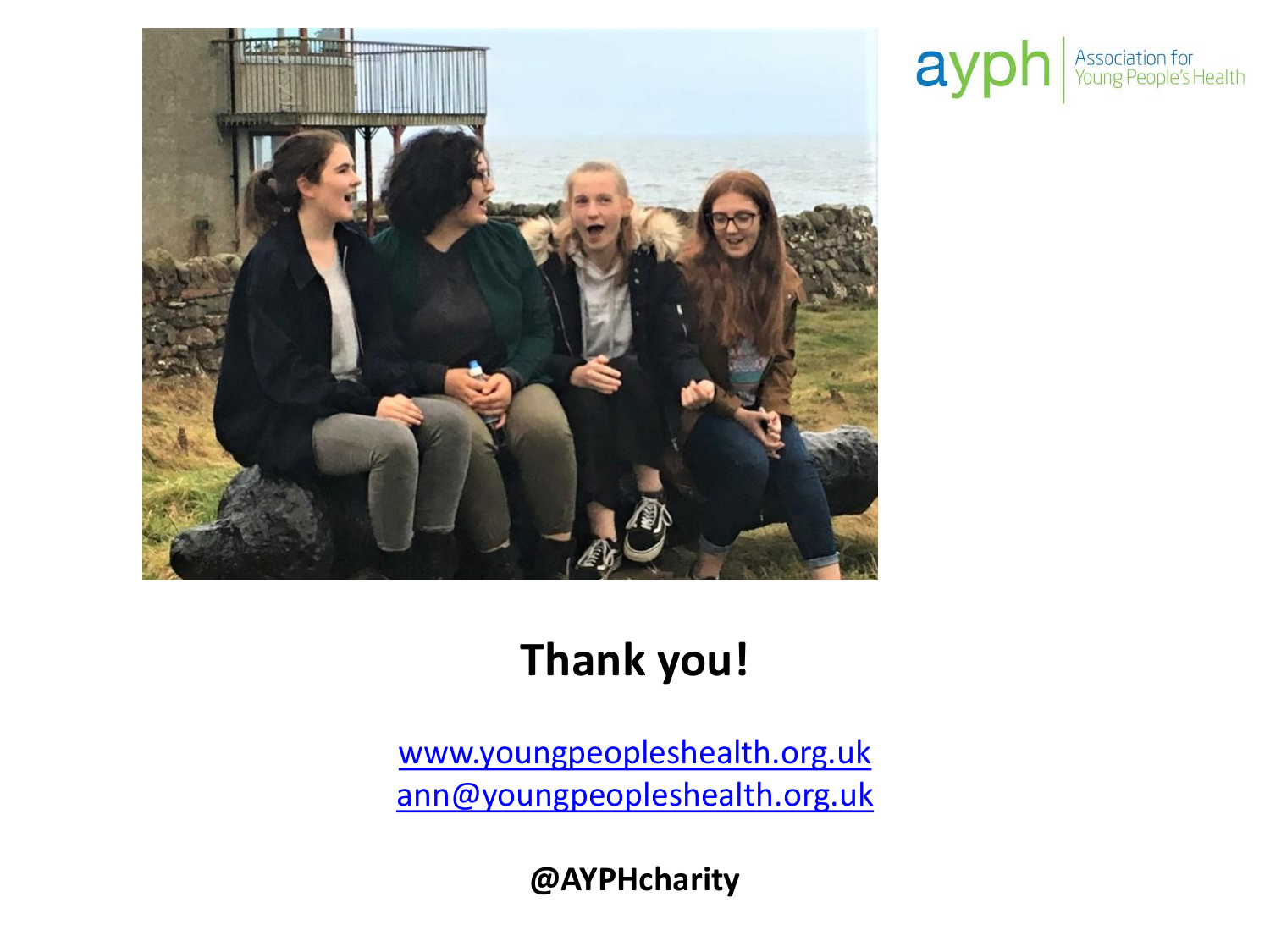ayph | Association for Young People's Health

# Thank you!

www.youngpeopleshealth.org.uk
ann@youngpeopleshealth.org.uk

**@AYPHcharity**